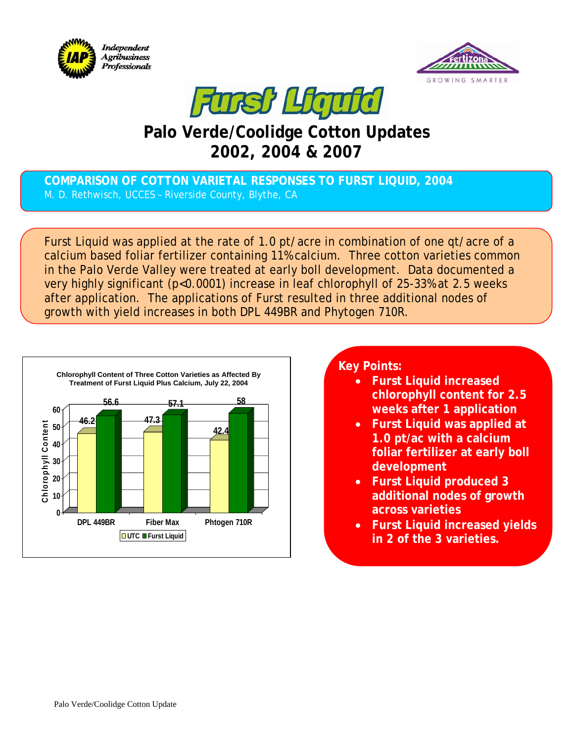# Furst Liquid

## Palo Verde/Coolidge Cotton Updates 2002, 2004 & 2007

### COMPARISON OF COTTON VARIETAL RESPONSES TO FURST LIQUID, 2004

M. D. Rethwisch, UCCES – Riverside County, Blythe, CA

Furst Liquid was applied at the rate of 1.0 pt/acre in combination of one qt/acre of a calcium based foliar fertilizer containing 11% calcium. Three cotton varieties common in the Palo Verde Valley were treated at early boll development. Data documented a very highly significant ($p<0.0001$) increase in leaf chlorophyll of 25-33% at 2.5 weeks after application. The applications of Furst resulted in three additional nodes of growth with yield increases in both DPL 449BR and Phytogen 710R.

**Chlorophyll Content of Three Cotton Varieties as Affected By Treatment of Furst Liquid Plus Calcium, July 22, 2004**

| Variety | UTC | Furst Liquid |
|---|---|---|
| DPL 449BR | 46.2 | 56.6 |
| Fiber Max | 47.3 | 57.1 |
| Phtogen 710R | 42.4 | 58 |

**Key Points:**

- **Furst Liquid increased chlorophyll content for 2.5 weeks after 1 application**
- **Furst Liquid was applied at 1.0 pt/ac with a calcium foliar fertilizer at early boll development**
- **Furst Liquid produced 3 additional nodes of growth across varieties**
- **Furst Liquid increased yields in 2 of the 3 varieties.**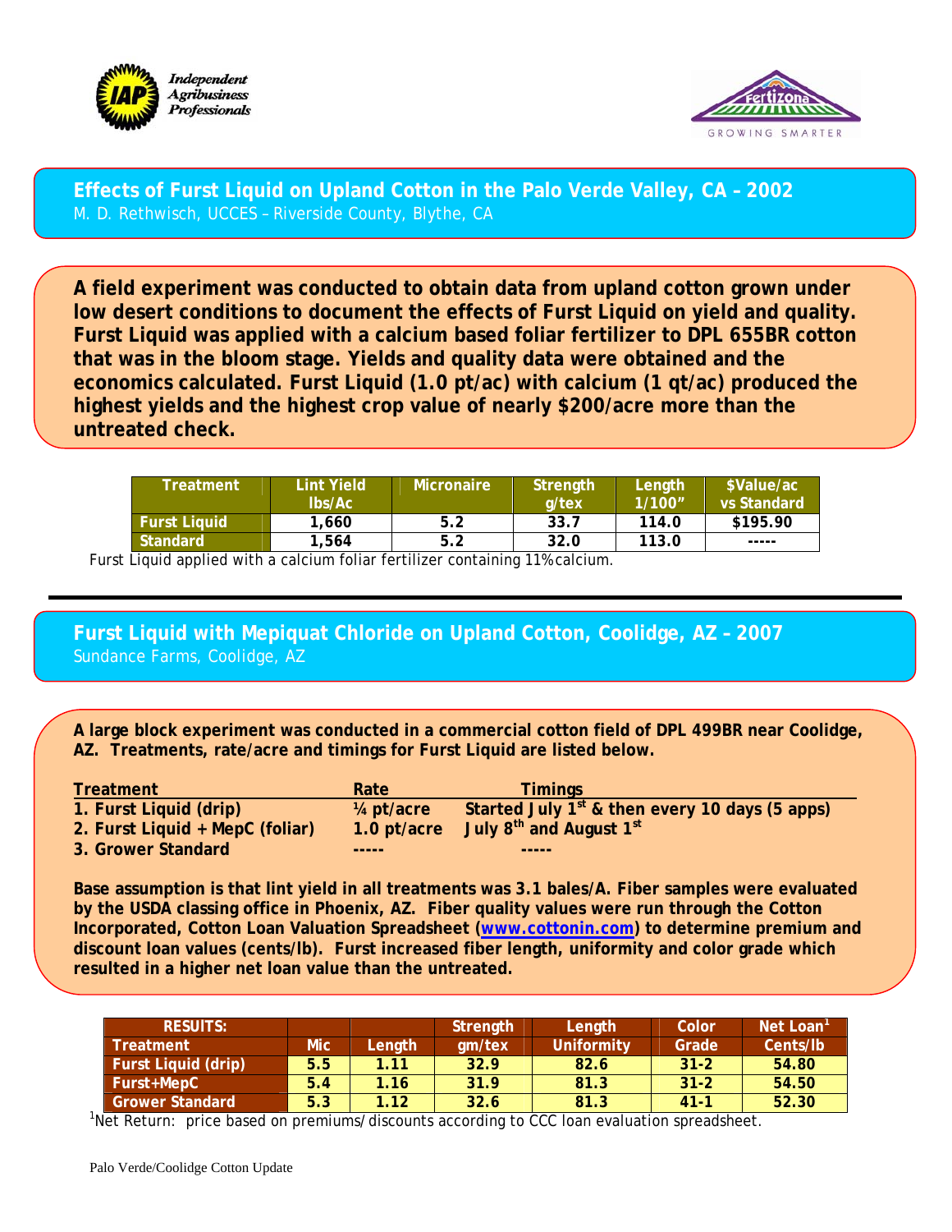Independent Agribusiness Professionals

Fertizona GROWING SMARTER

## Effects of Furst Liquid on Upland Cotton in the Palo Verde Valley, CA – 2002

M. D. Rethwisch, UCCES – Riverside County, Blythe, CA

**A field experiment was conducted to obtain data from upland cotton grown under low desert conditions to document the effects of Furst Liquid on yield and quality. Furst Liquid was applied with a calcium based foliar fertilizer to DPL 655BR cotton that was in the bloom stage. Yields and quality data were obtained and the economics calculated. Furst Liquid (1.0 pt/ac) with calcium (1 qt/ac) produced the highest yields and the highest crop value of nearly $200/acre more than the untreated check.**

| Treatment | Lint Yield lbs/Ac | Micronaire | Strength g/tex | Length 1/100" | $Value/ac vs Standard |
|---|---|---|---|---|---|
| Furst Liquid | 1,660 | 5.2 | 33.7 | 114.0 | $195.90 |
| Standard | 1,564 | 5.2 | 32.0 | 113.0 | ----- |

Furst Liquid applied with a calcium foliar fertilizer containing 11% calcium.

---

## Furst Liquid with Mepiquat Chloride on Upland Cotton, Coolidge, AZ – 2007

Sundance Farms, Coolidge, AZ

**A large block experiment was conducted in a commercial cotton field of DPL 499BR near Coolidge, AZ. Treatments, rate/acre and timings for Furst Liquid are listed below.**

| Treatment | Rate | Timings |
|---|---|---|
| 1. Furst Liquid (drip) | ¼ pt/acre | Started July 1st & then every 10 days (5 apps) |
| 2. Furst Liquid + MepC (foliar) | 1.0 pt/acre | July 8th and August 1st |
| 3. Grower Standard | ----- | ----- |

**Base assumption is that lint yield in all treatments was 3.1 bales/A. Fiber samples were evaluated by the USDA classing office in Phoenix, AZ. Fiber quality values were run through the Cotton Incorporated, Cotton Loan Valuation Spreadsheet ([www.cottonin.com](www.cottonin.com)) to determine premium and discount loan values (cents/lb). Furst increased fiber length, uniformity and color grade which resulted in a higher net loan value than the untreated.**

| RESULTS: | | | Strength | Length | Color | Net Loan[1] |
|---|---|---|---|---|---|---|
| Treatment | Mic | Length | gm/tex | Uniformity | Grade | Cents/lb |
| Furst Liquid (drip) | 5.5 | 1.11 | 32.9 | 82.6 | 31-2 | 54.80 |
| Furst+MepC | 5.4 | 1.16 | 31.9 | 81.3 | 31-2 | 54.50 |
| Grower Standard | 5.3 | 1.12 | 32.6 | 81.3 | 41-1 | 52.30 |

[1]Net Return: price based on premiums/discounts according to CCC loan evaluation spreadsheet.

Palo Verde/Coolidge Cotton Update